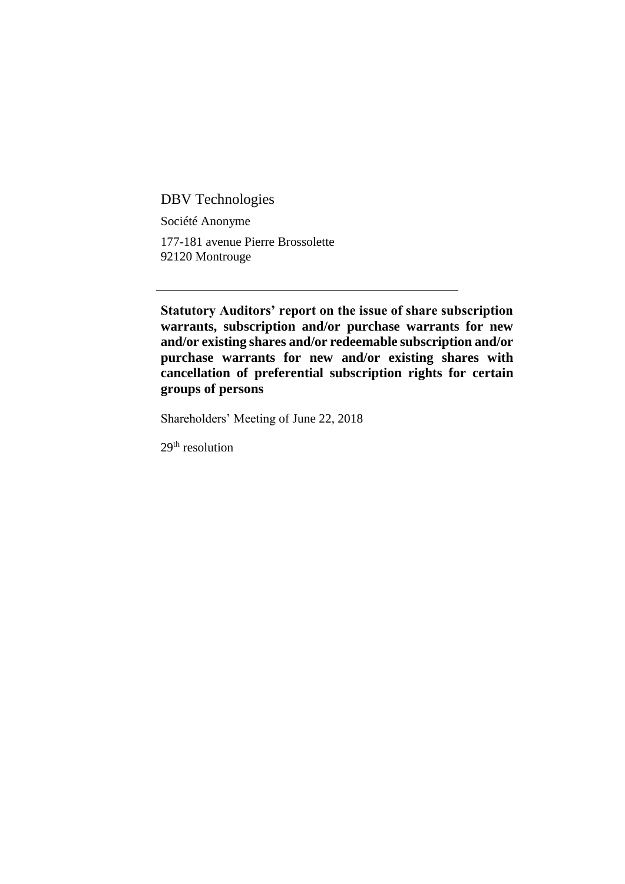DBV Technologies

Société Anonyme

177-181 avenue Pierre Brossolette
92120 Montrouge

---

**Statutory Auditors' report on the issue of share subscription warrants, subscription and/or purchase warrants for new and/or existing shares and/or redeemable subscription and/or purchase warrants for new and/or existing shares with cancellation of preferential subscription rights for certain groups of persons**

Shareholders' Meeting of June 22, 2018

29th resolution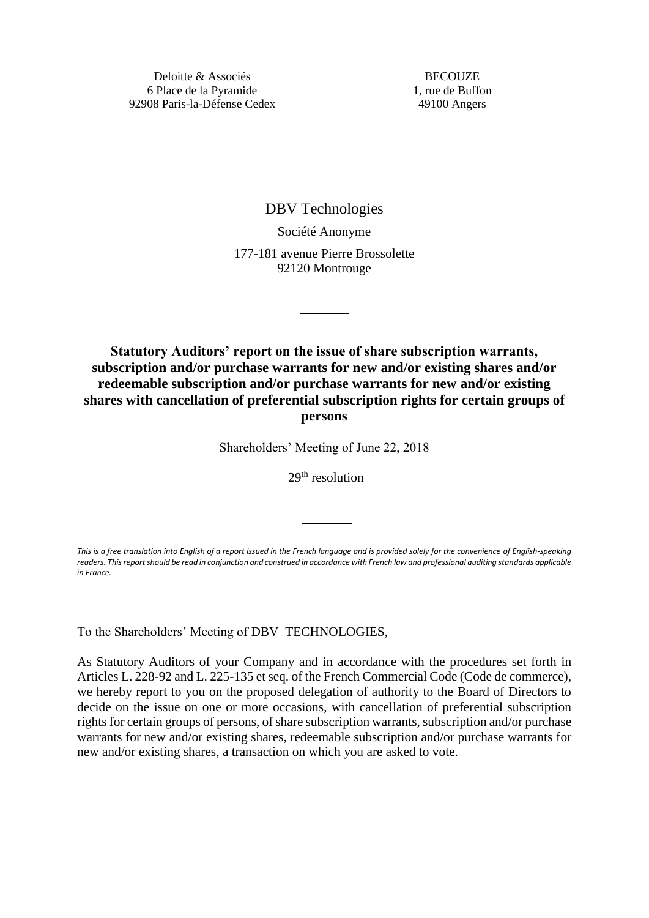Deloitte & Associés
6 Place de la Pyramide
92908 Paris-la-Défense Cedex

BECOUZE
1, rue de Buffon
49100 Angers

DBV Technologies

Société Anonyme

177-181 avenue Pierre Brossolette
92120 Montrouge

---

**Statutory Auditors' report on the issue of share subscription warrants, subscription and/or purchase warrants for new and/or existing shares and/or redeemable subscription and/or purchase warrants for new and/or existing shares with cancellation of preferential subscription rights for certain groups of persons**

Shareholders' Meeting of June 22, 2018

29th resolution

---

*This is a free translation into English of a report issued in the French language and is provided solely for the convenience of English-speaking readers. This report should be read in conjunction and construed in accordance with French law and professional auditing standards applicable in France.*

To the Shareholders' Meeting of DBV TECHNOLOGIES,

As Statutory Auditors of your Company and in accordance with the procedures set forth in Articles L. 228-92 and L. 225-135 et seq. of the French Commercial Code (Code de commerce), we hereby report to you on the proposed delegation of authority to the Board of Directors to decide on the issue on one or more occasions, with cancellation of preferential subscription rights for certain groups of persons, of share subscription warrants, subscription and/or purchase warrants for new and/or existing shares, redeemable subscription and/or purchase warrants for new and/or existing shares, a transaction on which you are asked to vote.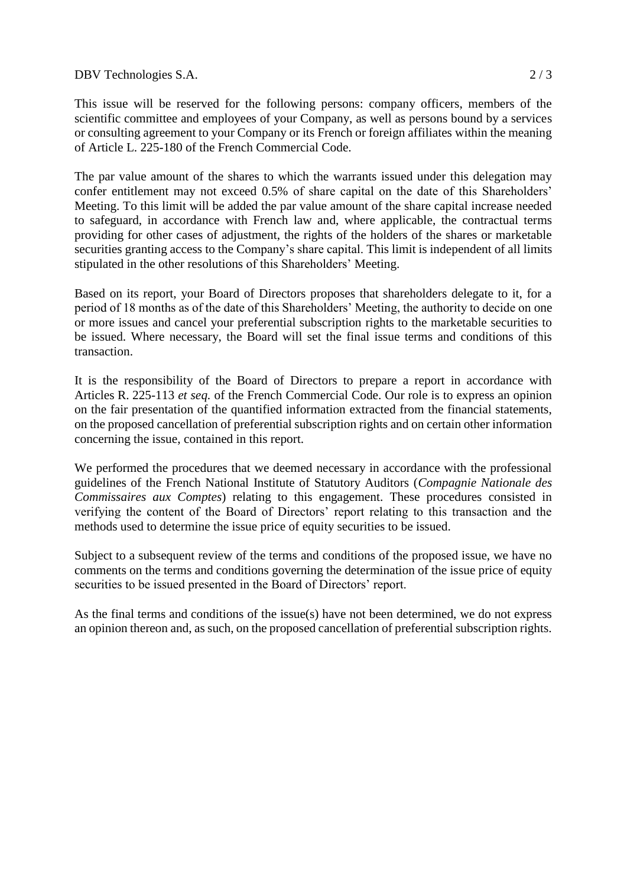This issue will be reserved for the following persons: company officers, members of the scientific committee and employees of your Company, as well as persons bound by a services or consulting agreement to your Company or its French or foreign affiliates within the meaning of Article L. 225-180 of the French Commercial Code.

The par value amount of the shares to which the warrants issued under this delegation may confer entitlement may not exceed 0.5% of share capital on the date of this Shareholders' Meeting. To this limit will be added the par value amount of the share capital increase needed to safeguard, in accordance with French law and, where applicable, the contractual terms providing for other cases of adjustment, the rights of the holders of the shares or marketable securities granting access to the Company's share capital. This limit is independent of all limits stipulated in the other resolutions of this Shareholders' Meeting.

Based on its report, your Board of Directors proposes that shareholders delegate to it, for a period of 18 months as of the date of this Shareholders' Meeting, the authority to decide on one or more issues and cancel your preferential subscription rights to the marketable securities to be issued. Where necessary, the Board will set the final issue terms and conditions of this transaction.

It is the responsibility of the Board of Directors to prepare a report in accordance with Articles R. 225-113 *et seq.* of the French Commercial Code. Our role is to express an opinion on the fair presentation of the quantified information extracted from the financial statements, on the proposed cancellation of preferential subscription rights and on certain other information concerning the issue, contained in this report.

We performed the procedures that we deemed necessary in accordance with the professional guidelines of the French National Institute of Statutory Auditors (*Compagnie Nationale des Commissaires aux Comptes*) relating to this engagement. These procedures consisted in verifying the content of the Board of Directors' report relating to this transaction and the methods used to determine the issue price of equity securities to be issued.

Subject to a subsequent review of the terms and conditions of the proposed issue, we have no comments on the terms and conditions governing the determination of the issue price of equity securities to be issued presented in the Board of Directors' report.

As the final terms and conditions of the issue(s) have not been determined, we do not express an opinion thereon and, as such, on the proposed cancellation of preferential subscription rights.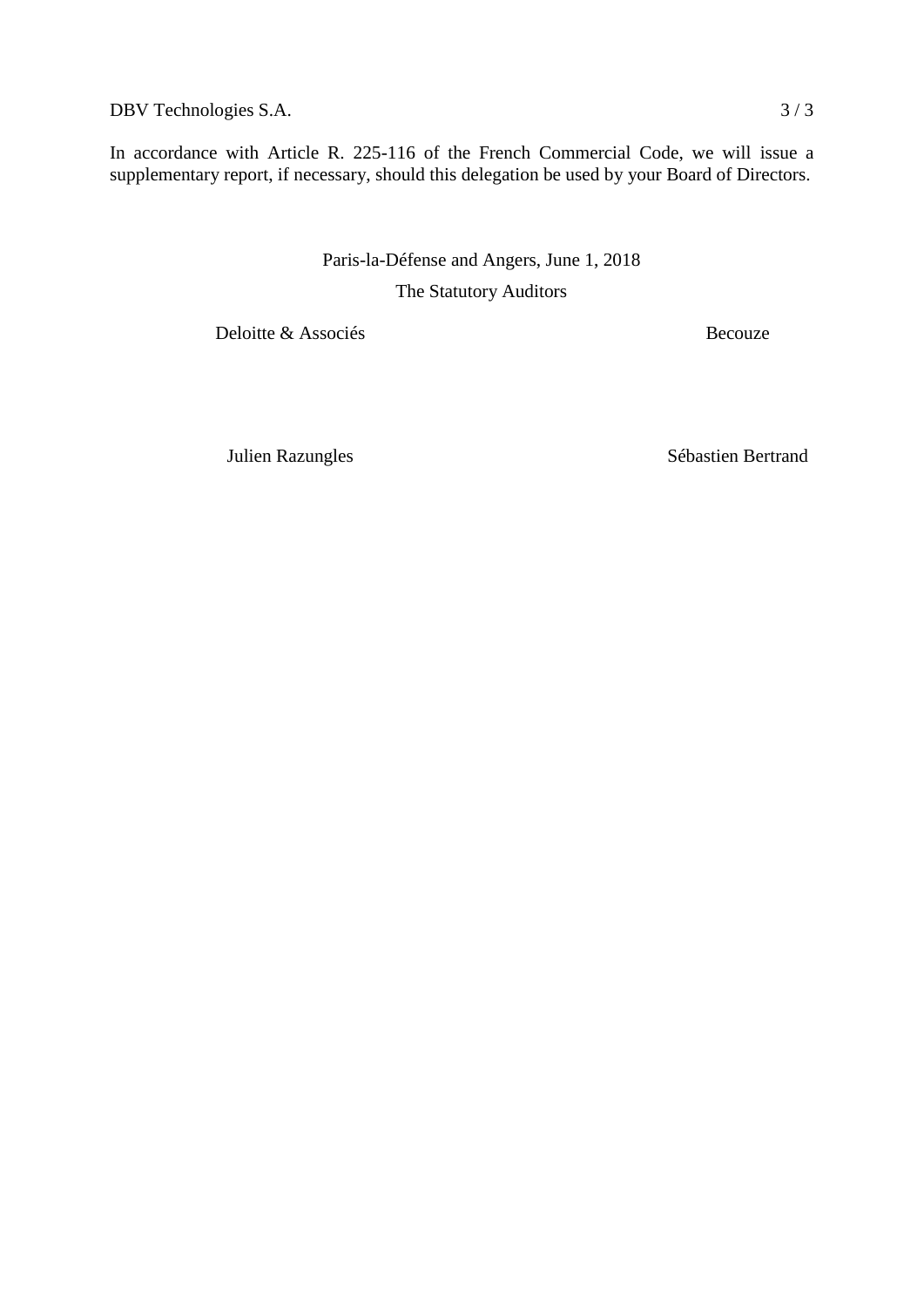In accordance with Article R. 225-116 of the French Commercial Code, we will issue a supplementary report, if necessary, should this delegation be used by your Board of Directors.

Paris-la-Défense and Angers, June 1, 2018

The Statutory Auditors

| | |
|---|---|
| Deloitte & Associés | Becouze |
| Julien Razungles | Sébastien Bertrand |